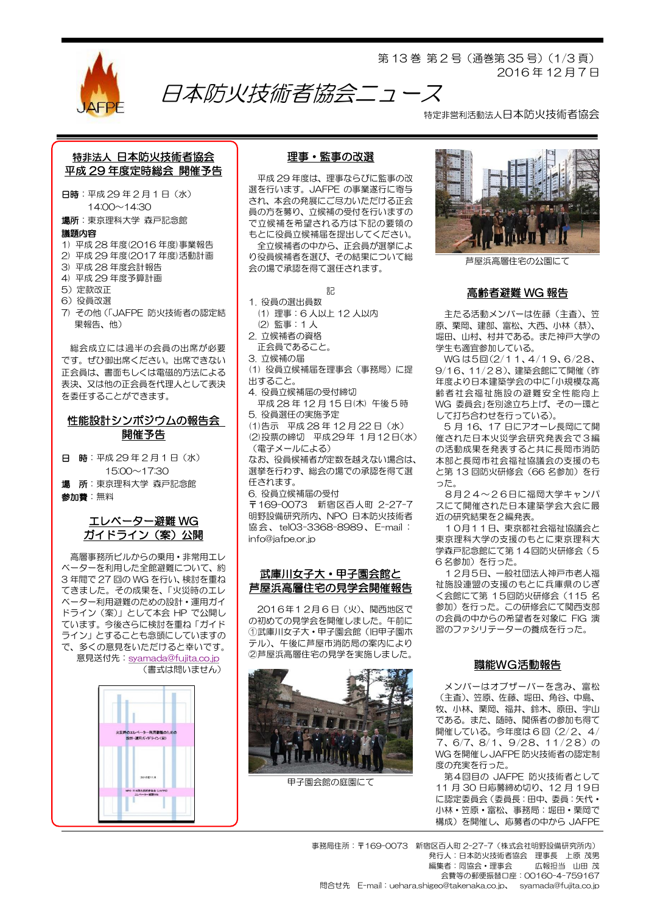# 日本防火技術者協会ニュース

特定非営利活動法人日本防火技術者協会

2016年12月7日

## 特非法人 日本防火技術者協会 平成29年度定時総会 開催予告

**日時**：平成29年2月1日（水）
14:00～14:30

**場所**：東京理科大学 森戸記念館

**議題内容**

1) 平成28年度(2016年度)事業報告
2) 平成29年度(2017年度)活動計画
3) 平成28年度会計報告
4) 平成29年度予算計画
5) 定款改正
6) 役員改選
7) その他（「JAFPE 防火技術者の認定結果報告、他）

総会成立には過半の会員の出席が必要です。ぜひ御出席ください。出席できない正会員は、書面もしくは電磁的方法による表決、又は他の正会員を代理人として表決を委任することができます。

## 性能設計シンポジウムの報告会 開催予告

**日　時**：平成29年2月1日（水）
15:00～17:30

**場　所**：東京理科大学 森戸記念館

**参加費**：無料

## エレベーター避難 WG ガイドライン（案）公開

高層事務所ビルからの乗用・非常用エレベーターを利用した全館避難について、約3年間で27回のWGを行い、検討を重ねてきました。その成果を、「火災時のエレベーター利用避難のための設計・運用ガイドライン（案）」として本会HPで公開しています。今後さらに検討を重ね「ガイドライン」とすることも念頭にしていますので、多くの意見をいただけると幸いです。

意見送付先：syamada@fujita.co.jp
（書式は問いません）

## 理事・監事の改選

平成29年度は、理事ならびに監事の改選を行います。JAFPEの事業遂行に寄与され、本会の発展にご尽力いただける正会員の方を募り、立候補の受付を行いますので立候補を希望される方は下記の要領のもとに役員立候補届を提出してください。

全立候補者の中から、正会員が選挙により役員候補者を選び、その結果について総会の場で承認を得て選任されます。

記

1. 役員の選出員数
（1）理事：6人以上12人以内
（2）監事：1人
2. 立候補者の資格
正会員であること。
3. 立候補の届
（1）役員立候補届を理事会（事務局）に提出すること。
4. 役員立候補届の受付締切
平成28年12月15日(木) 午後5時
5. 役員選任の実施予定
(1)告示　平成28年12月22日（水）
(2)投票の締切　平成29年1月12日(水)（電子メールによる）
なお、役員候補者が定数を越えない場合は、選挙を行わず、総会の場で承認を得て選任されます。
6. 役員立候補届の受付
〒169-0073　新宿区百人町 2-27-7 明野設備研究所内、NPO 日本防火技術者協会、tel03-3368-8989、E-mail：info@jafpe.or.jp

## 武庫川女子大・甲子園会館と芦屋浜高層住宅の見学会開催報告

2016年12月6日（火）、関西地区での初めての見学会を開催しました。午前に①武庫川女子大・甲子園会館（旧甲子園ホテル）、午後に芦屋市消防局の案内により②芦屋浜高層住宅の見学を実施しました。

甲子園会館の庭園にて

芦屋浜高層住宅の公園にて

## 高齢者避難 WG 報告

主たる活動メンバーは佐藤（主査）、笠原、栗岡、建部、富松、大西、小林（恭）、堀田、山村、村井である。また神戸大学の学生も適宜参加している。

WGは5回(2/11、4/19、6/28、9/16、11/28）、建築会館にて開催（昨年度より日本建築学会の中に「小規模な高齢者社会福祉施設の避難安全性能向上WG 委員会」を別途立ち上げ、その一環として打ち合わせを行っている)。

5月16、17日にアオーレ長岡にて開催された日本火災学会研究発表会で3編の活動成果を発表すると共に長岡市消防本部と長岡市社会福祉協議会の支援のもと第13回防火研修会（66名参加）を行った。

8月24～26日に福岡大学キャンパスにて開催された日本建築学会大会に最近の研究結果を2編発表。

10月11日、東京都社会福祉協議会と東京理科大学の支援のもとに東京理科大学森戸記念館にて第14回防火研修会（56名参加）を行った。

12月5日、一般社団法人神戸市老人福祉施設連盟の支援のもとに兵庫県のじぎく会館にて第15回防火研修会（115名参加）を行った。この研修会にて関西支部の会員の中からの希望者を対象に FIG 演習のファシリテーターの養成を行った。

## 職能WG活動報告

メンバーはオブザーバーを含み、富松（主査）、笠原、佐藤、堀田、角谷、中島、牧、小林、栗岡、福井、鈴木、原田、宇山である。また、随時、関係者の参加も得て開催している。今年度は6回（2/2、4/7、6/7、8/1、9/28、11/28）のWGを開催しJAFPE防火技術者の認定制度の充実を行った。

第4回目の JAFPE 防火技術者として11月30日応募締め切り、12月19日に認定委員会（委員長：田中、委員：矢代・小林・笠原・富松、事務局：堀田・栗岡で構成）を開催し、応募者の中から JAFPE

---

事務局住所：〒169-0073　新宿区百人町 2-27-7（株式会社明野設備研究所内）
発行人：日本防火技術者協会　理事長　上原 茂男
編集者：同協会・理事会　　広報担当　山田 茂
会費等の郵便振替口座：00160-4-759167
問合せ先　E-mail：uehara.shigeo@takenaka.co.jp、　syamada@fujita.co.jp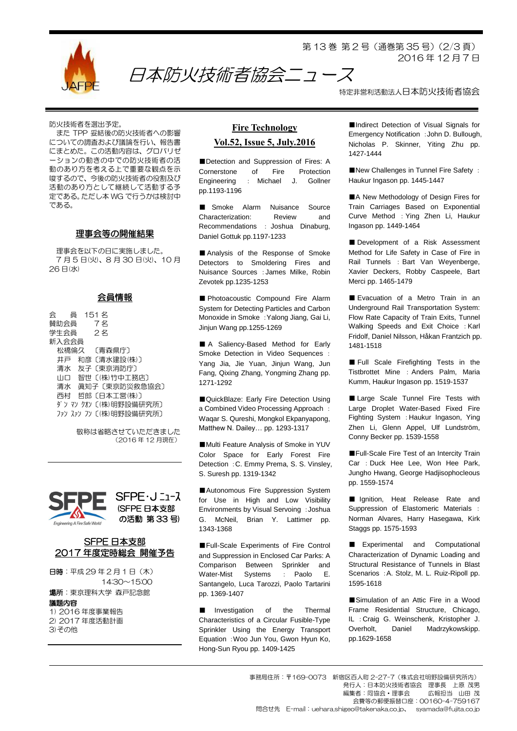防火技術者を選出予定。

また TPP 妥結後の防火技術者への影響についての調査および議論を行い、報告書にまとめた。この活動内容は、グロバリゼーションの動きの中での防火技術者の活動のあり方を考える上で重要な観点を示唆するので、今後の防火技術者の役割及び活動のあり方として継続して活動する予定である。ただし本 WG で行うかは検討中である。

## 理事会等の開催結果

理事会を以下の日に実施しました。

７月５日(火)、８月 30 日(火)、10 月 26 日(水)

## 会員情報

会　員　151 名
賛助会員　　７名
学生会員　　２名
新入会会員
　松橋倫久　〔青森県庁〕
　井戸　和彦〔清水建設(株)〕
　清水　友子〔東京消防庁〕
　山口　智世〔(株)竹中工務店〕
　清水　眞知子〔東京防災救急協会〕
　西村　哲郎〔日本工営(株)〕
　ダン マン クオン〔(株)明野設備研究所〕
　ファン スァン フン〔(株)明野設備研究所〕

敬称は省略させていただきました
（2016 年 12 月現在）

## SFPE・J ニュース (SFPE 日本支部の活動 第 33 号)

### SFPE 日本支部 2017 年度定時総会 開催予告

**日時**：平成 29 年２月１日（木）
14:30～15:00

**場所**：東京理科大学 森戸記念館

**議題内容**
1) 2016 年度事業報告
2) 2017 年度活動計画
3) その他

## Fire Technology Vol.52, Issue 5, July.2016

■Detection and Suppression of Fires: A Cornerstone of Fire Protection Engineering : Michael J. Gollner pp.1193-1196

■ Smoke Alarm Nuisance Source Characterization: Review and Recommendations : Joshua Dinaburg, Daniel Gottuk pp.1197-1233

■Analysis of the Response of Smoke Detectors to Smoldering Fires and Nuisance Sources : James Milke, Robin Zevotek pp.1235-1253

■ Photoacoustic Compound Fire Alarm System for Detecting Particles and Carbon Monoxide in Smoke : Yalong Jiang, Gai Li, Jinjun Wang pp.1255-1269

■ A Saliency-Based Method for Early Smoke Detection in Video Sequences : Yang Jia, Jie Yuan, Jinjun Wang, Jun Fang, Qixing Zhang, Yongming Zhang pp. 1271-1292

■QuickBlaze: Early Fire Detection Using a Combined Video Processing Approach : Waqar S. Qureshi, Mongkol Ekpanyapong, Matthew N. Dailey… pp. 1293-1317

■Multi Feature Analysis of Smoke in YUV Color Space for Early Forest Fire Detection : C. Emmy Prema, S. S. Vinsley, S. Suresh pp. 1319-1342

■Autonomous Fire Suppression System for Use in High and Low Visibility Environments by Visual Servoing : Joshua G. McNeil, Brian Y. Lattimer pp. 1343-1368

■Full-Scale Experiments of Fire Control and Suppression in Enclosed Car Parks: A Comparison Between Sprinkler and Water-Mist Systems : Paolo E. Santangelo, Luca Tarozzi, Paolo Tartarini pp. 1369-1407

■ Investigation of the Thermal Characteristics of a Circular Fusible-Type Sprinkler Using the Energy Transport Equation : Woo Jun You, Gwon Hyun Ko, Hong-Sun Ryou pp. 1409-1425

■Indirect Detection of Visual Signals for Emergency Notification : John D. Bullough, Nicholas P. Skinner, Yiting Zhu pp. 1427-1444

■New Challenges in Tunnel Fire Safety : Haukur Ingason pp. 1445-1447

■A New Methodology of Design Fires for Train Carriages Based on Exponential Curve Method : Ying Zhen Li, Haukur Ingason pp. 1449-1464

■ Development of a Risk Assessment Method for Life Safety in Case of Fire in Rail Tunnels : Bart Van Weyenberge, Xavier Deckers, Robby Caspeele, Bart Merci pp. 1465-1479

■ Evacuation of a Metro Train in an Underground Rail Transportation System: Flow Rate Capacity of Train Exits, Tunnel Walking Speeds and Exit Choice : Karl Fridolf, Daniel Nilsson, Håkan Frantzich pp. 1481-1518

■ Full Scale Firefighting Tests in the Tistbrottet Mine : Anders Palm, Maria Kumm, Haukur Ingason pp. 1519-1537

■ Large Scale Tunnel Fire Tests with Large Droplet Water-Based Fixed Fire Fighting System : Haukur Ingason, Ying Zhen Li, Glenn Appel, Ulf Lundström, Conny Becker pp. 1539-1558

■Full-Scale Fire Test of an Intercity Train Car : Duck Hee Lee, Won Hee Park, Jungho Hwang, George Hadjisophocleous pp. 1559-1574

■ Ignition, Heat Release Rate and Suppression of Elastomeric Materials : Norman Alvares, Harry Hasegawa, Kirk Staggs pp. 1575-1593

■ Experimental and Computational Characterization of Dynamic Loading and Structural Resistance of Tunnels in Blast Scenarios : A. Stolz, M. L. Ruiz-Ripoll pp. 1595-1618

■Simulation of an Attic Fire in a Wood Frame Residential Structure, Chicago, IL : Craig G. Weinschenk, Kristopher J. Overholt, Daniel Madrzykowskipp. pp.1629-1658

事務局住所：〒169-0073　新宿区百人町 2-27-7（株式会社明野設備研究所内）
発行人：日本防火技術者協会　理事長　上原 茂男
編集者：同協会・理事会　　広報担当　山田 茂
会費等の郵便振替口座：00160-4-759167
問合せ先　E-mail：uehara.shigeo@takenaka.co.jp、　syamada@fujita.co.jp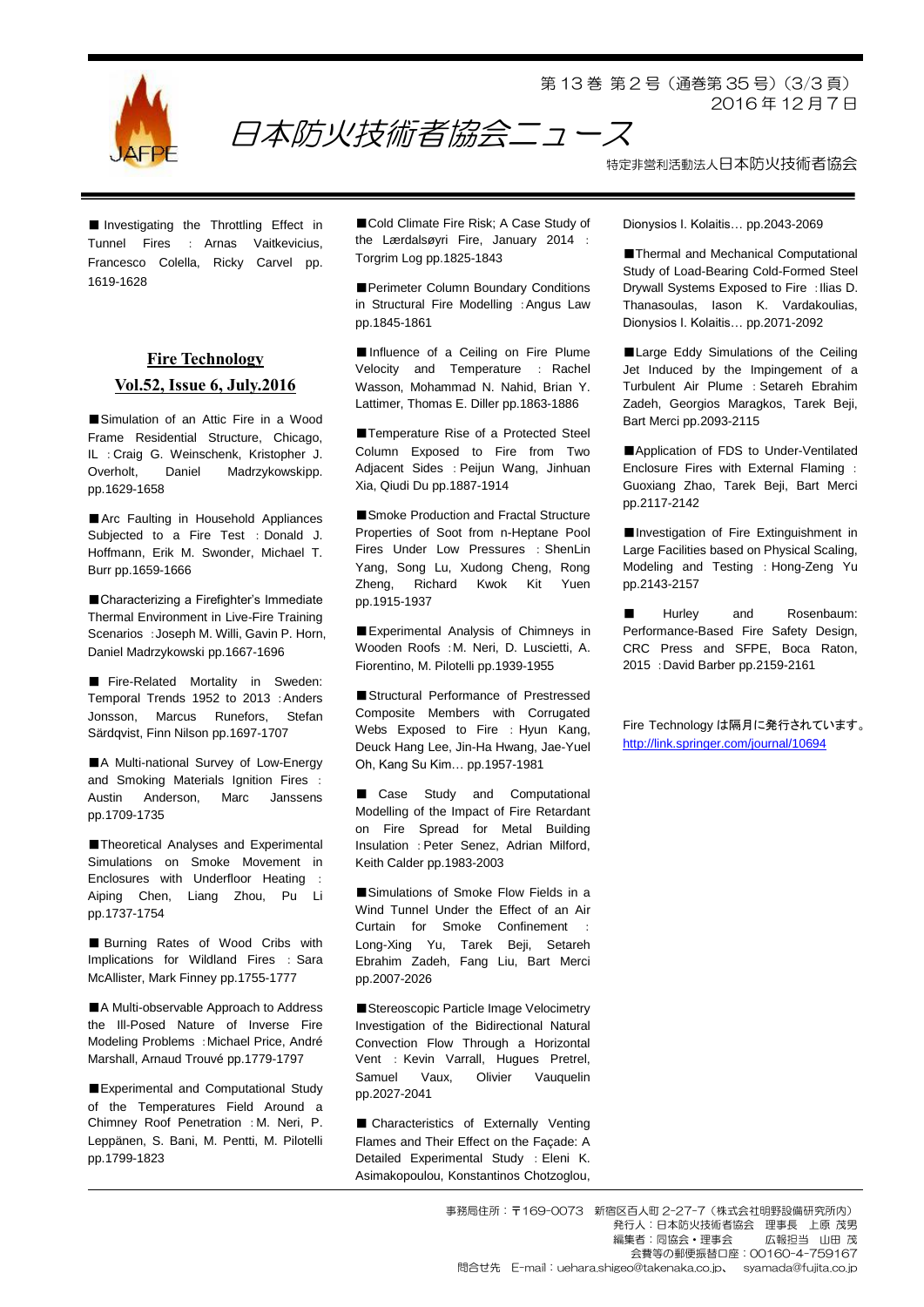■ Investigating the Throttling Effect in Tunnel Fires ：Arnas Vaitkevicius, Francesco Colella, Ricky Carvel pp. 1619-1628

## Fire Technology Vol.52, Issue 6, July.2016

■Simulation of an Attic Fire in a Wood Frame Residential Structure, Chicago, IL ：Craig G. Weinschenk, Kristopher J. Overholt, Daniel Madrzykowskipp. pp.1629-1658

■Arc Faulting in Household Appliances Subjected to a Fire Test ：Donald J. Hoffmann, Erik M. Swonder, Michael T. Burr pp.1659-1666

■Characterizing a Firefighter's Immediate Thermal Environment in Live-Fire Training Scenarios ：Joseph M. Willi, Gavin P. Horn, Daniel Madrzykowski pp.1667-1696

■ Fire-Related Mortality in Sweden: Temporal Trends 1952 to 2013 ：Anders Jonsson, Marcus Runefors, Stefan Särdqvist, Finn Nilson pp.1697-1707

■A Multi-national Survey of Low-Energy and Smoking Materials Ignition Fires ：Austin Anderson, Marc Janssens pp.1709-1735

■Theoretical Analyses and Experimental Simulations on Smoke Movement in Enclosures with Underfloor Heating ：Aiping Chen, Liang Zhou, Pu Li pp.1737-1754

■ Burning Rates of Wood Cribs with Implications for Wildland Fires ：Sara McAllister, Mark Finney pp.1755-1777

■A Multi-observable Approach to Address the Ill-Posed Nature of Inverse Fire Modeling Problems ：Michael Price, André Marshall, Arnaud Trouvé pp.1779-1797

■Experimental and Computational Study of the Temperatures Field Around a Chimney Roof Penetration ：M. Neri, P. Leppänen, S. Bani, M. Pentti, M. Pilotelli pp.1799-1823

■Cold Climate Fire Risk; A Case Study of the Lærdalsøyri Fire, January 2014 ：Torgrim Log pp.1825-1843

■Perimeter Column Boundary Conditions in Structural Fire Modelling ：Angus Law pp.1845-1861

■Influence of a Ceiling on Fire Plume Velocity and Temperature ：Rachel Wasson, Mohammad N. Nahid, Brian Y. Lattimer, Thomas E. Diller pp.1863-1886

■Temperature Rise of a Protected Steel Column Exposed to Fire from Two Adjacent Sides ：Peijun Wang, Jinhuan Xia, Qiudi Du pp.1887-1914

■Smoke Production and Fractal Structure Properties of Soot from n-Heptane Pool Fires Under Low Pressures ：ShenLin Yang, Song Lu, Xudong Cheng, Rong Zheng, Richard Kwok Kit Yuen pp.1915-1937

■Experimental Analysis of Chimneys in Wooden Roofs ：M. Neri, D. Luscietti, A. Fiorentino, M. Pilotelli pp.1939-1955

■Structural Performance of Prestressed Composite Members with Corrugated Webs Exposed to Fire ：Hyun Kang, Deuck Hang Lee, Jin-Ha Hwang, Jae-Yuel Oh, Kang Su Kim… pp.1957-1981

■ Case Study and Computational Modelling of the Impact of Fire Retardant on Fire Spread for Metal Building Insulation ：Peter Senez, Adrian Milford, Keith Calder pp.1983-2003

■Simulations of Smoke Flow Fields in a Wind Tunnel Under the Effect of an Air Curtain for Smoke Confinement ：Long-Xing Yu, Tarek Beji, Setareh Ebrahim Zadeh, Fang Liu, Bart Merci pp.2007-2026

■Stereoscopic Particle Image Velocimetry Investigation of the Bidirectional Natural Convection Flow Through a Horizontal Vent ：Kevin Varrall, Hugues Pretrel, Samuel Vaux, Olivier Vauquelin pp.2027-2041

■ Characteristics of Externally Venting Flames and Their Effect on the Façade: A Detailed Experimental Study ：Eleni K. Asimakopoulou, Konstantinos Chotzoglou, Dionysios I. Kolaitis… pp.2043-2069

■Thermal and Mechanical Computational Study of Load-Bearing Cold-Formed Steel Drywall Systems Exposed to Fire ：Ilias D. Thanasoulas, Iason K. Vardakoulias, Dionysios I. Kolaitis… pp.2071-2092

■Large Eddy Simulations of the Ceiling Jet Induced by the Impingement of a Turbulent Air Plume ：Setareh Ebrahim Zadeh, Georgios Maragkos, Tarek Beji, Bart Merci pp.2093-2115

■Application of FDS to Under-Ventilated Enclosure Fires with External Flaming ：Guoxiang Zhao, Tarek Beji, Bart Merci pp.2117-2142

■Investigation of Fire Extinguishment in Large Facilities based on Physical Scaling, Modeling and Testing ：Hong-Zeng Yu pp.2143-2157

■ Hurley and Rosenbaum: Performance-Based Fire Safety Design, CRC Press and SFPE, Boca Raton, 2015 ：David Barber pp.2159-2161

Fire Technology は隔月に発行されています。
http://link.springer.com/journal/10694

事務局住所：〒169-0073 新宿区百人町 2-27-7（株式会社明野設備研究所内）
発行人：日本防火技術者協会 理事長 上原 茂男
編集者：同協会・理事会 広報担当 山田 茂
会費等の郵便振替口座：00160-4-759167
問合せ先 E-mail：uehara.shigeo@takenaka.co.jp、 syamada@fujita.co.jp